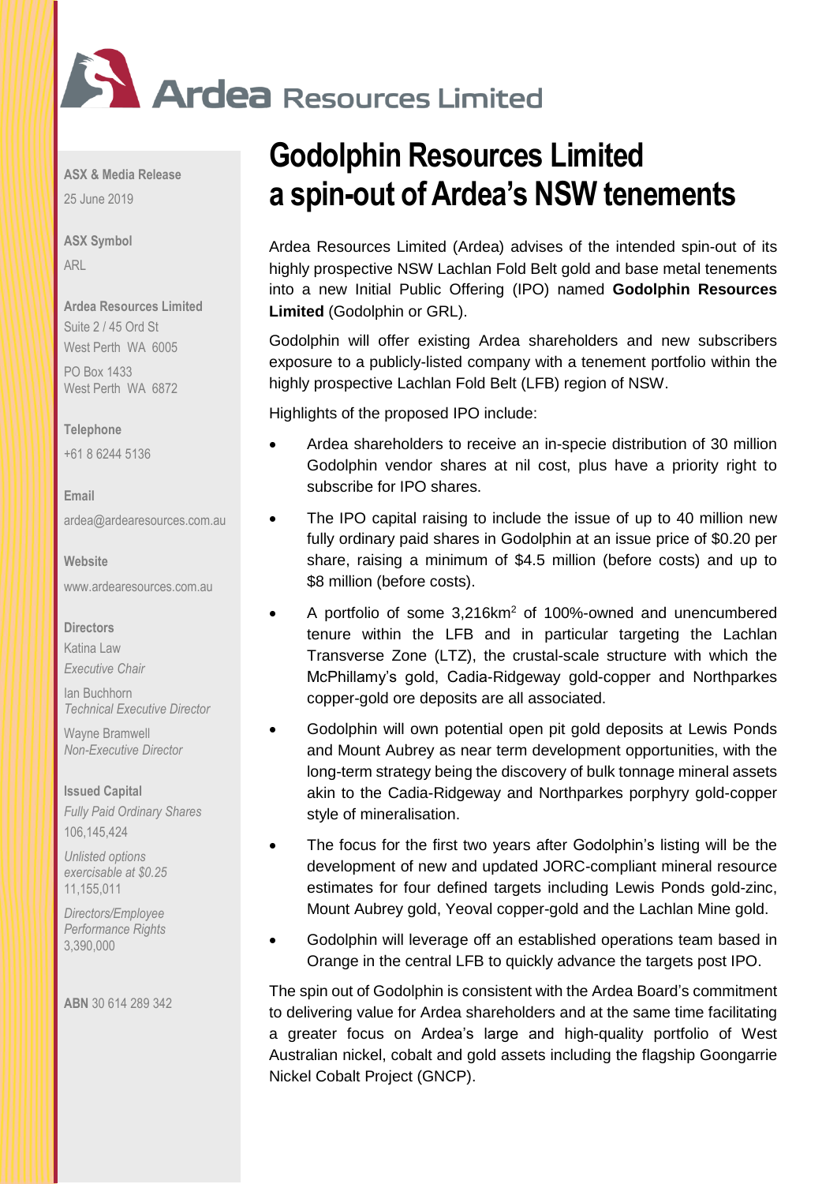# Ardea Resources Limited

**ASX & Media Release**
25 June 2019

**ASX Symbol**
ARL

**Ardea Resources Limited**
Suite 2 / 45 Ord St
West Perth WA 6005

PO Box 1433
West Perth WA 6872

**Telephone**
+61 8 6244 5136

**Email**
ardea@ardearesources.com.au

**Website**
www.ardearesources.com.au

**Directors**
Katina Law
*Executive Chair*

Ian Buchhorn
*Technical Executive Director*

Wayne Bramwell
*Non-Executive Director*

**Issued Capital**
*Fully Paid Ordinary Shares*
106,145,424

*Unlisted options exercisable at $0.25*
11,155,011

*Directors/Employee Performance Rights*
3,390,000

**ABN** 30 614 289 342

# Godolphin Resources Limited a spin-out of Ardea's NSW tenements

Ardea Resources Limited (Ardea) advises of the intended spin-out of its highly prospective NSW Lachlan Fold Belt gold and base metal tenements into a new Initial Public Offering (IPO) named **Godolphin Resources Limited** (Godolphin or GRL).

Godolphin will offer existing Ardea shareholders and new subscribers exposure to a publicly-listed company with a tenement portfolio within the highly prospective Lachlan Fold Belt (LFB) region of NSW.

Highlights of the proposed IPO include:

- Ardea shareholders to receive an in-specie distribution of 30 million Godolphin vendor shares at nil cost, plus have a priority right to subscribe for IPO shares.
- The IPO capital raising to include the issue of up to 40 million new fully ordinary paid shares in Godolphin at an issue price of $0.20 per share, raising a minimum of $4.5 million (before costs) and up to $8 million (before costs).
- A portfolio of some 3,216km$^2$ of 100%-owned and unencumbered tenure within the LFB and in particular targeting the Lachlan Transverse Zone (LTZ), the crustal-scale structure with which the McPhillamy's gold, Cadia-Ridgeway gold-copper and Northparkes copper-gold ore deposits are all associated.
- Godolphin will own potential open pit gold deposits at Lewis Ponds and Mount Aubrey as near term development opportunities, with the long-term strategy being the discovery of bulk tonnage mineral assets akin to the Cadia-Ridgeway and Northparkes porphyry gold-copper style of mineralisation.
- The focus for the first two years after Godolphin's listing will be the development of new and updated JORC-compliant mineral resource estimates for four defined targets including Lewis Ponds gold-zinc, Mount Aubrey gold, Yeoval copper-gold and the Lachlan Mine gold.
- Godolphin will leverage off an established operations team based in Orange in the central LFB to quickly advance the targets post IPO.

The spin out of Godolphin is consistent with the Ardea Board's commitment to delivering value for Ardea shareholders and at the same time facilitating a greater focus on Ardea's large and high-quality portfolio of West Australian nickel, cobalt and gold assets including the flagship Goongarrie Nickel Cobalt Project (GNCP).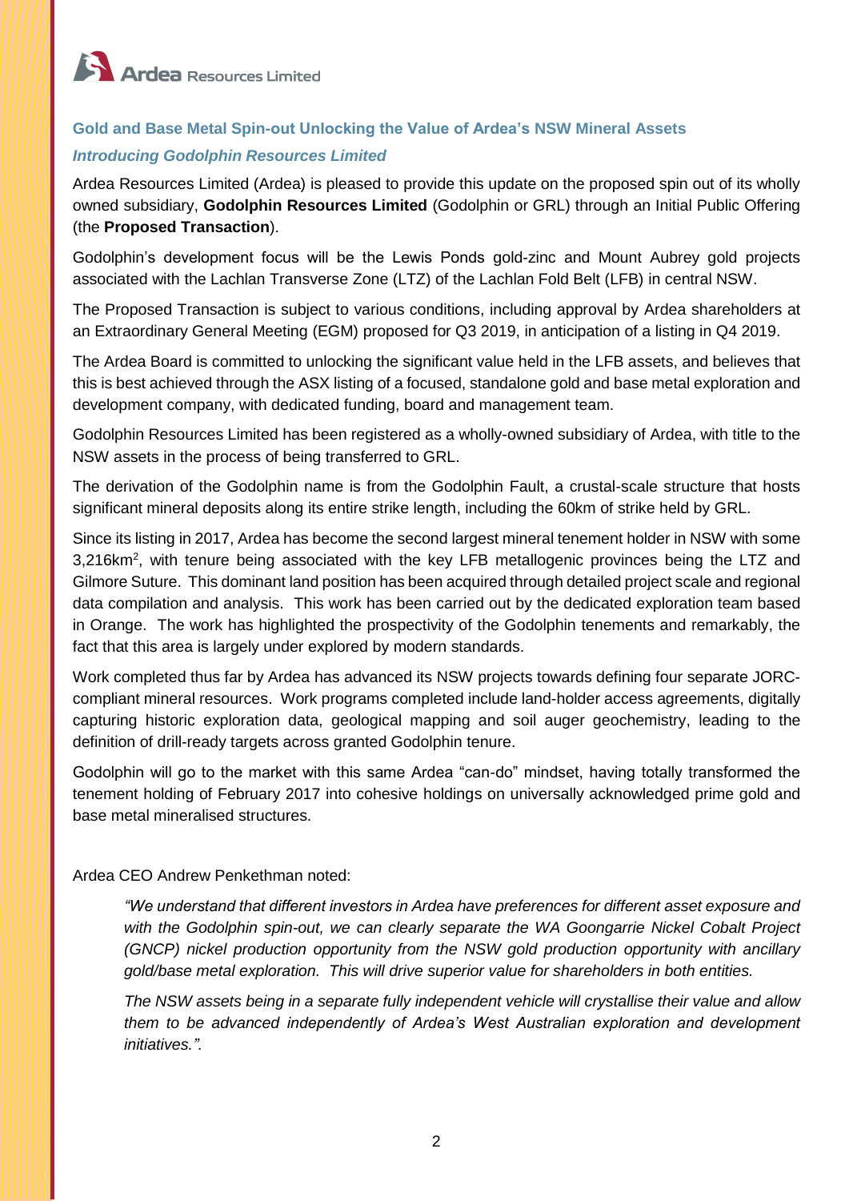## Gold and Base Metal Spin-out Unlocking the Value of Ardea's NSW Mineral Assets

### *Introducing Godolphin Resources Limited*

Ardea Resources Limited (Ardea) is pleased to provide this update on the proposed spin out of its wholly owned subsidiary, **Godolphin Resources Limited** (Godolphin or GRL) through an Initial Public Offering (the **Proposed Transaction**).

Godolphin's development focus will be the Lewis Ponds gold-zinc and Mount Aubrey gold projects associated with the Lachlan Transverse Zone (LTZ) of the Lachlan Fold Belt (LFB) in central NSW.

The Proposed Transaction is subject to various conditions, including approval by Ardea shareholders at an Extraordinary General Meeting (EGM) proposed for Q3 2019, in anticipation of a listing in Q4 2019.

The Ardea Board is committed to unlocking the significant value held in the LFB assets, and believes that this is best achieved through the ASX listing of a focused, standalone gold and base metal exploration and development company, with dedicated funding, board and management team.

Godolphin Resources Limited has been registered as a wholly-owned subsidiary of Ardea, with title to the NSW assets in the process of being transferred to GRL.

The derivation of the Godolphin name is from the Godolphin Fault, a crustal-scale structure that hosts significant mineral deposits along its entire strike length, including the 60km of strike held by GRL.

Since its listing in 2017, Ardea has become the second largest mineral tenement holder in NSW with some 3,216km$^2$, with tenure being associated with the key LFB metallogenic provinces being the LTZ and Gilmore Suture. This dominant land position has been acquired through detailed project scale and regional data compilation and analysis. This work has been carried out by the dedicated exploration team based in Orange. The work has highlighted the prospectivity of the Godolphin tenements and remarkably, the fact that this area is largely under explored by modern standards.

Work completed thus far by Ardea has advanced its NSW projects towards defining four separate JORC-compliant mineral resources. Work programs completed include land-holder access agreements, digitally capturing historic exploration data, geological mapping and soil auger geochemistry, leading to the definition of drill-ready targets across granted Godolphin tenure.

Godolphin will go to the market with this same Ardea "can-do" mindset, having totally transformed the tenement holding of February 2017 into cohesive holdings on universally acknowledged prime gold and base metal mineralised structures.

Ardea CEO Andrew Penkethman noted:

> *"We understand that different investors in Ardea have preferences for different asset exposure and with the Godolphin spin-out, we can clearly separate the WA Goongarrie Nickel Cobalt Project (GNCP) nickel production opportunity from the NSW gold production opportunity with ancillary gold/base metal exploration. This will drive superior value for shareholders in both entities.*
>
> *The NSW assets being in a separate fully independent vehicle will crystallise their value and allow them to be advanced independently of Ardea's West Australian exploration and development initiatives.".*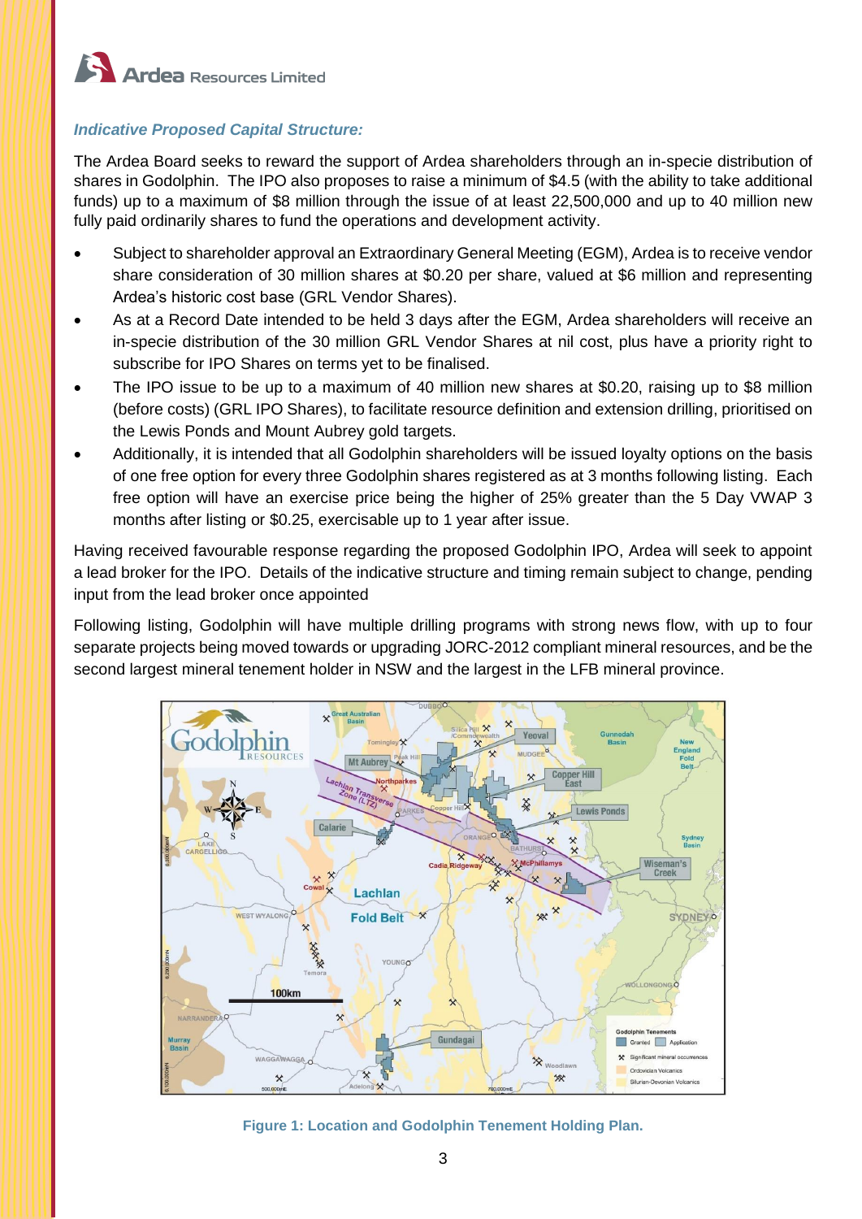### *Indicative Proposed Capital Structure:*

The Ardea Board seeks to reward the support of Ardea shareholders through an in-specie distribution of shares in Godolphin. The IPO also proposes to raise a minimum of $4.5 (with the ability to take additional funds) up to a maximum of $8 million through the issue of at least 22,500,000 and up to 40 million new fully paid ordinarily shares to fund the operations and development activity.

- Subject to shareholder approval an Extraordinary General Meeting (EGM), Ardea is to receive vendor share consideration of 30 million shares at $0.20 per share, valued at $6 million and representing Ardea's historic cost base (GRL Vendor Shares).
- As at a Record Date intended to be held 3 days after the EGM, Ardea shareholders will receive an in-specie distribution of the 30 million GRL Vendor Shares at nil cost, plus have a priority right to subscribe for IPO Shares on terms yet to be finalised.
- The IPO issue to be up to a maximum of 40 million new shares at $0.20, raising up to $8 million (before costs) (GRL IPO Shares), to facilitate resource definition and extension drilling, prioritised on the Lewis Ponds and Mount Aubrey gold targets.
- Additionally, it is intended that all Godolphin shareholders will be issued loyalty options on the basis of one free option for every three Godolphin shares registered as at 3 months following listing. Each free option will have an exercise price being the higher of 25% greater than the 5 Day VWAP 3 months after listing or $0.25, exercisable up to 1 year after issue.

Having received favourable response regarding the proposed Godolphin IPO, Ardea will seek to appoint a lead broker for the IPO. Details of the indicative structure and timing remain subject to change, pending input from the lead broker once appointed

Following listing, Godolphin will have multiple drilling programs with strong news flow, with up to four separate projects being moved towards or upgrading JORC-2012 compliant mineral resources, and be the second largest mineral tenement holder in NSW and the largest in the LFB mineral province.

Figure 1: Location and Godolphin Tenement Holding Plan.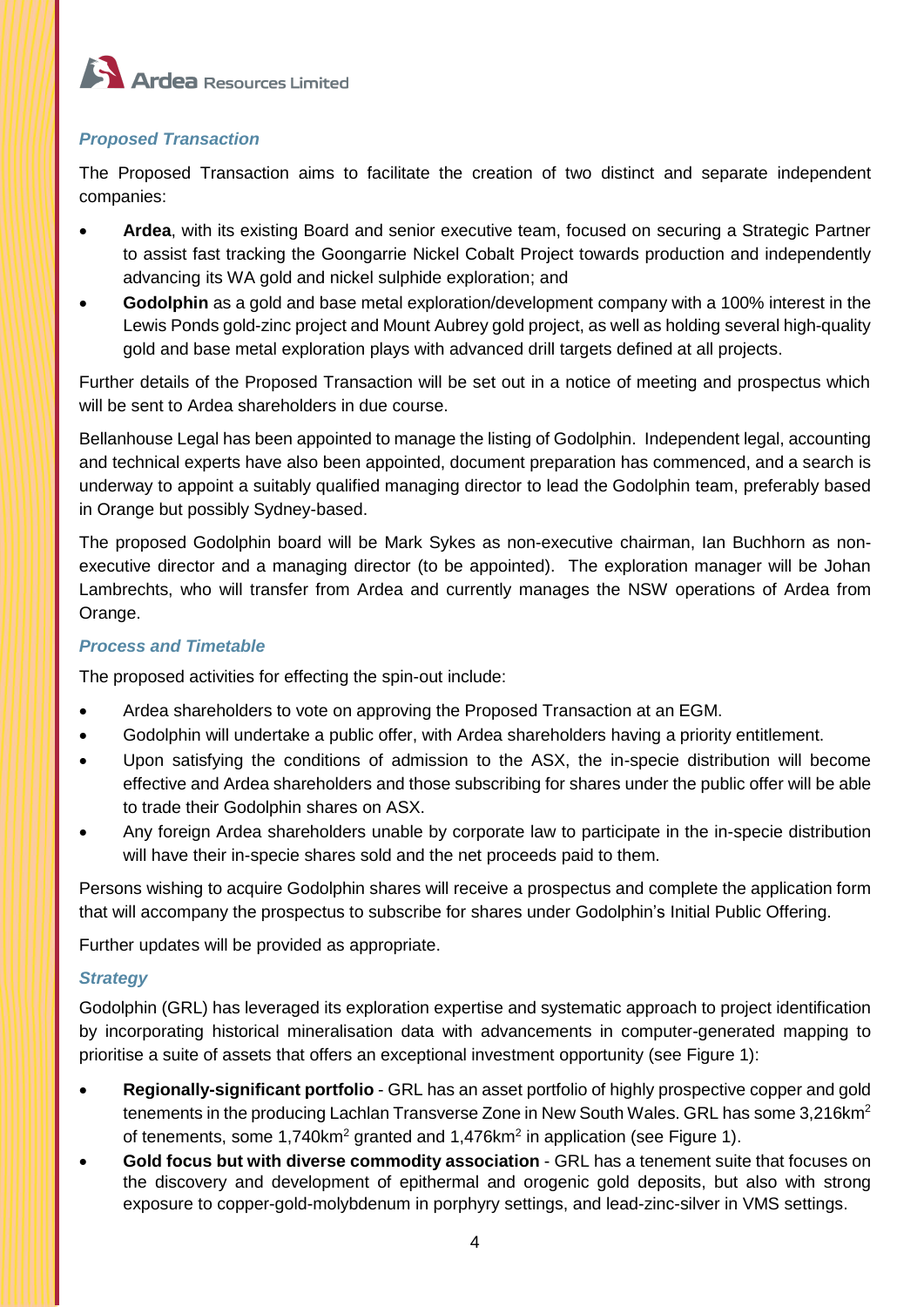### *Proposed Transaction*

The Proposed Transaction aims to facilitate the creation of two distinct and separate independent companies:

- **Ardea**, with its existing Board and senior executive team, focused on securing a Strategic Partner to assist fast tracking the Goongarrie Nickel Cobalt Project towards production and independently advancing its WA gold and nickel sulphide exploration; and
- **Godolphin** as a gold and base metal exploration/development company with a 100% interest in the Lewis Ponds gold-zinc project and Mount Aubrey gold project, as well as holding several high-quality gold and base metal exploration plays with advanced drill targets defined at all projects.

Further details of the Proposed Transaction will be set out in a notice of meeting and prospectus which will be sent to Ardea shareholders in due course.

Bellanhouse Legal has been appointed to manage the listing of Godolphin. Independent legal, accounting and technical experts have also been appointed, document preparation has commenced, and a search is underway to appoint a suitably qualified managing director to lead the Godolphin team, preferably based in Orange but possibly Sydney-based.

The proposed Godolphin board will be Mark Sykes as non-executive chairman, Ian Buchhorn as non-executive director and a managing director (to be appointed). The exploration manager will be Johan Lambrechts, who will transfer from Ardea and currently manages the NSW operations of Ardea from Orange.

### *Process and Timetable*

The proposed activities for effecting the spin-out include:

- Ardea shareholders to vote on approving the Proposed Transaction at an EGM.
- Godolphin will undertake a public offer, with Ardea shareholders having a priority entitlement.
- Upon satisfying the conditions of admission to the ASX, the in-specie distribution will become effective and Ardea shareholders and those subscribing for shares under the public offer will be able to trade their Godolphin shares on ASX.
- Any foreign Ardea shareholders unable by corporate law to participate in the in-specie distribution will have their in-specie shares sold and the net proceeds paid to them.

Persons wishing to acquire Godolphin shares will receive a prospectus and complete the application form that will accompany the prospectus to subscribe for shares under Godolphin's Initial Public Offering.

Further updates will be provided as appropriate.

### *Strategy*

Godolphin (GRL) has leveraged its exploration expertise and systematic approach to project identification by incorporating historical mineralisation data with advancements in computer-generated mapping to prioritise a suite of assets that offers an exceptional investment opportunity (see Figure 1):

- **Regionally-significant portfolio** - GRL has an asset portfolio of highly prospective copper and gold tenements in the producing Lachlan Transverse Zone in New South Wales. GRL has some 3,216km$^2$ of tenements, some 1,740km$^2$ granted and 1,476km$^2$ in application (see Figure 1).
- **Gold focus but with diverse commodity association** - GRL has a tenement suite that focuses on the discovery and development of epithermal and orogenic gold deposits, but also with strong exposure to copper-gold-molybdenum in porphyry settings, and lead-zinc-silver in VMS settings.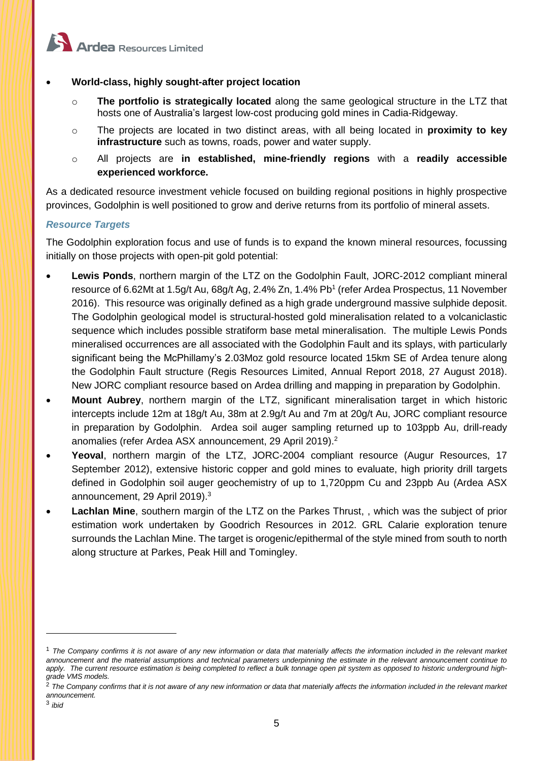- **World-class, highly sought-after project location**
    - **The portfolio is strategically located** along the same geological structure in the LTZ that hosts one of Australia's largest low-cost producing gold mines in Cadia-Ridgeway.
    - The projects are located in two distinct areas, with all being located in **proximity to key infrastructure** such as towns, roads, power and water supply.
    - All projects are **in established, mine-friendly regions** with a **readily accessible experienced workforce.**

As a dedicated resource investment vehicle focused on building regional positions in highly prospective provinces, Godolphin is well positioned to grow and derive returns from its portfolio of mineral assets.

### *Resource Targets*

The Godolphin exploration focus and use of funds is to expand the known mineral resources, focussing initially on those projects with open-pit gold potential:

- **Lewis Ponds**, northern margin of the LTZ on the Godolphin Fault, JORC-2012 compliant mineral resource of 6.62Mt at 1.5g/t Au, 68g/t Ag, 2.4% Zn, 1.4% Pb[1] (refer Ardea Prospectus, 11 November 2016). This resource was originally defined as a high grade underground massive sulphide deposit. The Godolphin geological model is structural-hosted gold mineralisation related to a volcaniclastic sequence which includes possible stratiform base metal mineralisation. The multiple Lewis Ponds mineralised occurrences are all associated with the Godolphin Fault and its splays, with particularly significant being the McPhillamy's 2.03Moz gold resource located 15km SE of Ardea tenure along the Godolphin Fault structure (Regis Resources Limited, Annual Report 2018, 27 August 2018). New JORC compliant resource based on Ardea drilling and mapping in preparation by Godolphin.
- **Mount Aubrey**, northern margin of the LTZ, significant mineralisation target in which historic intercepts include 12m at 18g/t Au, 38m at 2.9g/t Au and 7m at 20g/t Au, JORC compliant resource in preparation by Godolphin. Ardea soil auger sampling returned up to 103ppb Au, drill-ready anomalies (refer Ardea ASX announcement, 29 April 2019).[2]
- **Yeoval**, northern margin of the LTZ, JORC-2004 compliant resource (Augur Resources, 17 September 2012), extensive historic copper and gold mines to evaluate, high priority drill targets defined in Godolphin soil auger geochemistry of up to 1,720ppm Cu and 23ppb Au (Ardea ASX announcement, 29 April 2019).[3]
- **Lachlan Mine**, southern margin of the LTZ on the Parkes Thrust, , which was the subject of prior estimation work undertaken by Goodrich Resources in 2012. GRL Calarie exploration tenure surrounds the Lachlan Mine. The target is orogenic/epithermal of the style mined from south to north along structure at Parkes, Peak Hill and Tomingley.

---

[1] *The Company confirms it is not aware of any new information or data that materially affects the information included in the relevant market announcement and the material assumptions and technical parameters underpinning the estimate in the relevant announcement continue to apply. The current resource estimation is being completed to reflect a bulk tonnage open pit system as opposed to historic underground high-grade VMS models.*

[2] *The Company confirms that it is not aware of any new information or data that materially affects the information included in the relevant market announcement.*

[3] *ibid*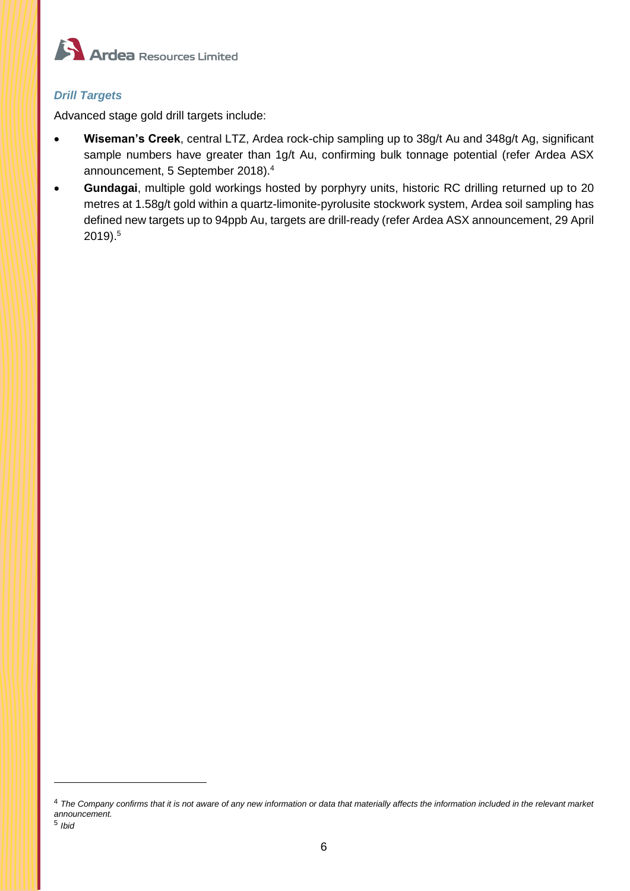### *Drill Targets*

Advanced stage gold drill targets include:

- **Wiseman's Creek**, central LTZ, Ardea rock-chip sampling up to 38g/t Au and 348g/t Ag, significant sample numbers have greater than 1g/t Au, confirming bulk tonnage potential (refer Ardea ASX announcement, 5 September 2018).[4]
- **Gundagai**, multiple gold workings hosted by porphyry units, historic RC drilling returned up to 20 metres at 1.58g/t gold within a quartz-limonite-pyrolusite stockwork system, Ardea soil sampling has defined new targets up to 94ppb Au, targets are drill-ready (refer Ardea ASX announcement, 29 April 2019).[5]

---

[4] *The Company confirms that it is not aware of any new information or data that materially affects the information included in the relevant market announcement.*

[5] *Ibid*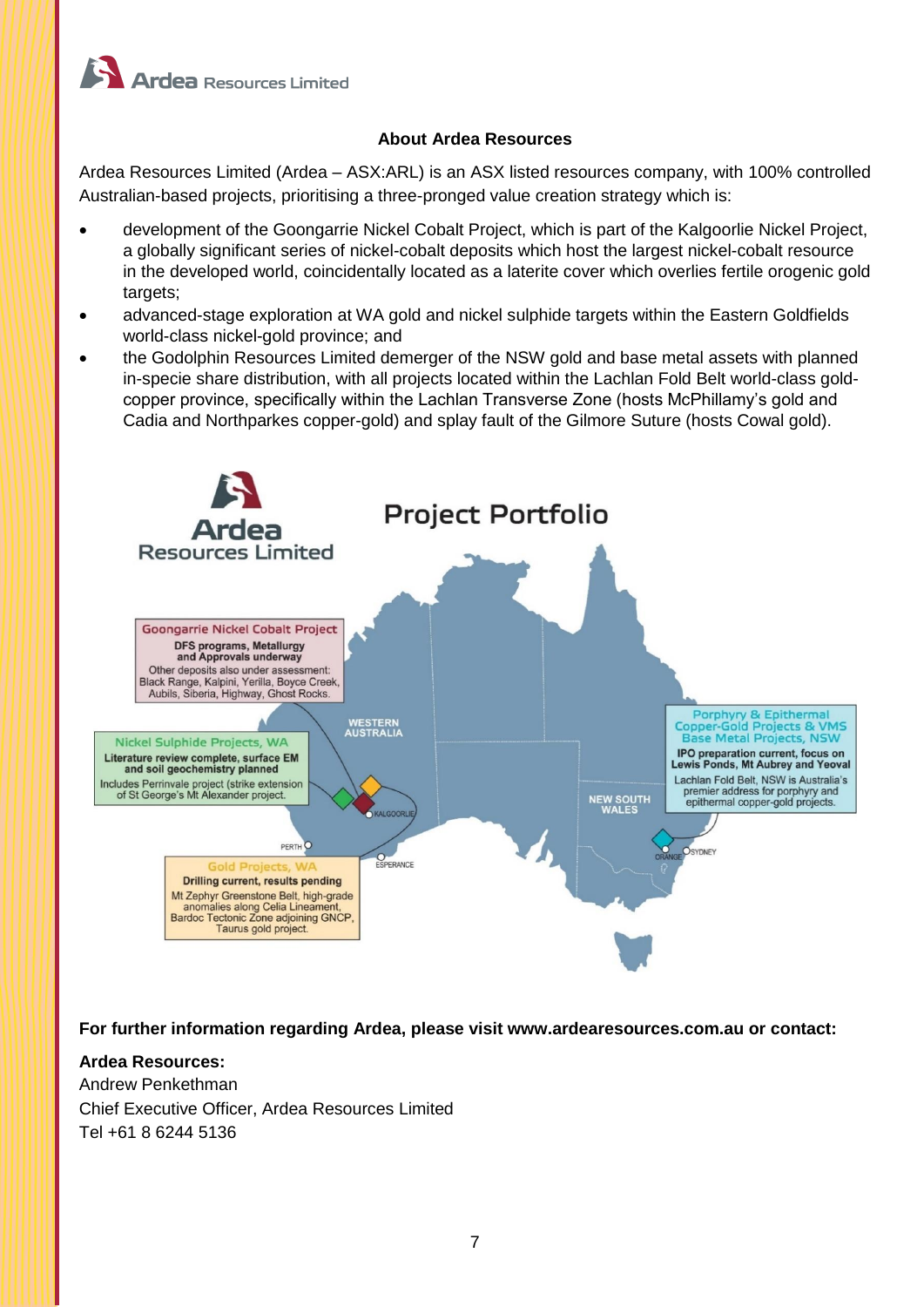## About Ardea Resources

Ardea Resources Limited (Ardea – ASX:ARL) is an ASX listed resources company, with 100% controlled Australian-based projects, prioritising a three-pronged value creation strategy which is:

- development of the Goongarrie Nickel Cobalt Project, which is part of the Kalgoorlie Nickel Project, a globally significant series of nickel-cobalt deposits which host the largest nickel-cobalt resource in the developed world, coincidentally located as a laterite cover which overlies fertile orogenic gold targets;
- advanced-stage exploration at WA gold and nickel sulphide targets within the Eastern Goldfields world-class nickel-gold province; and
- the Godolphin Resources Limited demerger of the NSW gold and base metal assets with planned in-specie share distribution, with all projects located within the Lachlan Fold Belt world-class gold-copper province, specifically within the Lachlan Transverse Zone (hosts McPhillamy's gold and Cadia and Northparkes copper-gold) and splay fault of the Gilmore Suture (hosts Cowal gold).

**Ardea Resources Limited — Project Portfolio**

**Goongarrie Nickel Cobalt Project**
DFS programs, Metallurgy and Approvals underway
Other deposits also under assessment: Black Range, Kalpini, Yerilla, Boyce Creek, Aubils, Siberia, Highway, Ghost Rocks.

**Nickel Sulphide Projects, WA**
Literature review complete, surface EM and soil geochemistry planned
Includes Perrinvale project (strike extension of St George's Mt Alexander project.

**Gold Projects, WA**
Drilling current, results pending
Mt Zephyr Greenstone Belt, high-grade anomalies along Celia Lineament, Bardoc Tectonic Zone adjoining GNCP, Taurus gold project.

**Porphyry & Epithermal Copper-Gold Projects & VMS Base Metal Projects, NSW**
IPO preparation current, focus on Lewis Ponds, Mt Aubrey and Yeoval
Lachlan Fold Belt, NSW is Australia's premier address for porphyry and epithermal copper-gold projects.

WESTERN AUSTRALIA · NEW SOUTH WALES · KALGOORLIE · PERTH · ESPERANCE · ORANGE · SYDNEY

**For further information regarding Ardea, please visit www.ardearesources.com.au or contact:**

**Ardea Resources:**
Andrew Penkethman
Chief Executive Officer, Ardea Resources Limited
Tel +61 8 6244 5136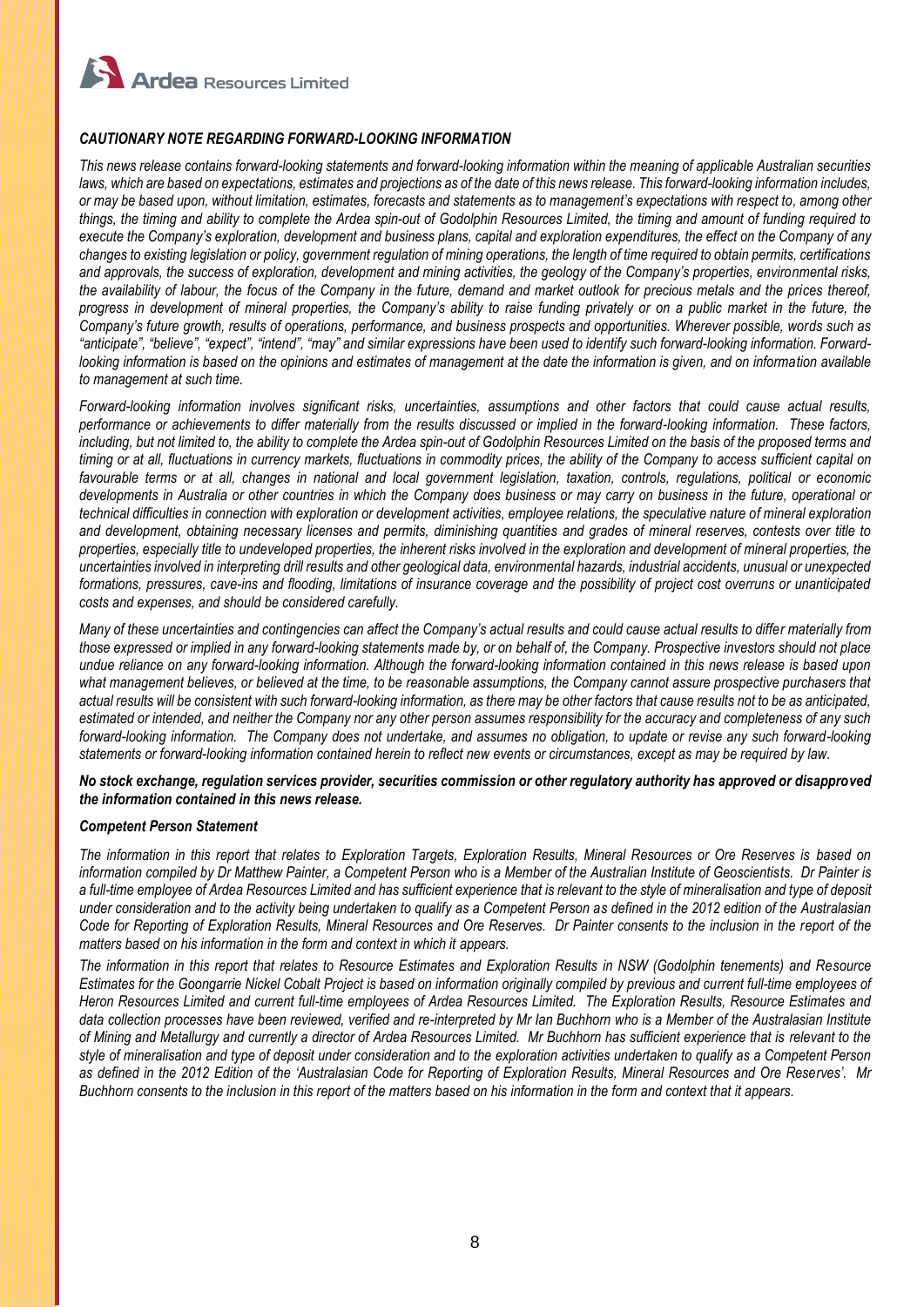***CAUTIONARY NOTE REGARDING FORWARD-LOOKING INFORMATION***

*This news release contains forward-looking statements and forward-looking information within the meaning of applicable Australian securities laws, which are based on expectations, estimates and projections as of the date of this news release. This forward-looking information includes, or may be based upon, without limitation, estimates, forecasts and statements as to management's expectations with respect to, among other things, the timing and ability to complete the Ardea spin-out of Godolphin Resources Limited, the timing and amount of funding required to execute the Company's exploration, development and business plans, capital and exploration expenditures, the effect on the Company of any changes to existing legislation or policy, government regulation of mining operations, the length of time required to obtain permits, certifications and approvals, the success of exploration, development and mining activities, the geology of the Company's properties, environmental risks, the availability of labour, the focus of the Company in the future, demand and market outlook for precious metals and the prices thereof, progress in development of mineral properties, the Company's ability to raise funding privately or on a public market in the future, the Company's future growth, results of operations, performance, and business prospects and opportunities. Wherever possible, words such as "anticipate", "believe", "expect", "intend", "may" and similar expressions have been used to identify such forward-looking information. Forward-looking information is based on the opinions and estimates of management at the date the information is given, and on information available to management at such time.*

*Forward-looking information involves significant risks, uncertainties, assumptions and other factors that could cause actual results, performance or achievements to differ materially from the results discussed or implied in the forward-looking information. These factors, including, but not limited to, the ability to complete the Ardea spin-out of Godolphin Resources Limited on the basis of the proposed terms and timing or at all, fluctuations in currency markets, fluctuations in commodity prices, the ability of the Company to access sufficient capital on favourable terms or at all, changes in national and local government legislation, taxation, controls, regulations, political or economic developments in Australia or other countries in which the Company does business or may carry on business in the future, operational or technical difficulties in connection with exploration or development activities, employee relations, the speculative nature of mineral exploration and development, obtaining necessary licenses and permits, diminishing quantities and grades of mineral reserves, contests over title to properties, especially title to undeveloped properties, the inherent risks involved in the exploration and development of mineral properties, the uncertainties involved in interpreting drill results and other geological data, environmental hazards, industrial accidents, unusual or unexpected formations, pressures, cave-ins and flooding, limitations of insurance coverage and the possibility of project cost overruns or unanticipated costs and expenses, and should be considered carefully.*

*Many of these uncertainties and contingencies can affect the Company's actual results and could cause actual results to differ materially from those expressed or implied in any forward-looking statements made by, or on behalf of, the Company. Prospective investors should not place undue reliance on any forward-looking information. Although the forward-looking information contained in this news release is based upon what management believes, or believed at the time, to be reasonable assumptions, the Company cannot assure prospective purchasers that actual results will be consistent with such forward-looking information, as there may be other factors that cause results not to be as anticipated, estimated or intended, and neither the Company nor any other person assumes responsibility for the accuracy and completeness of any such forward-looking information. The Company does not undertake, and assumes no obligation, to update or revise any such forward-looking statements or forward-looking information contained herein to reflect new events or circumstances, except as may be required by law.*

***No stock exchange, regulation services provider, securities commission or other regulatory authority has approved or disapproved the information contained in this news release.***

***Competent Person Statement***

*The information in this report that relates to Exploration Targets, Exploration Results, Mineral Resources or Ore Reserves is based on information compiled by Dr Matthew Painter, a Competent Person who is a Member of the Australian Institute of Geoscientists. Dr Painter is a full-time employee of Ardea Resources Limited and has sufficient experience that is relevant to the style of mineralisation and type of deposit under consideration and to the activity being undertaken to qualify as a Competent Person as defined in the 2012 edition of the Australasian Code for Reporting of Exploration Results, Mineral Resources and Ore Reserves. Dr Painter consents to the inclusion in the report of the matters based on his information in the form and context in which it appears.*

*The information in this report that relates to Resource Estimates and Exploration Results in NSW (Godolphin tenements) and Resource Estimates for the Goongarrie Nickel Cobalt Project is based on information originally compiled by previous and current full-time employees of Heron Resources Limited and current full-time employees of Ardea Resources Limited. The Exploration Results, Resource Estimates and data collection processes have been reviewed, verified and re-interpreted by Mr Ian Buchhorn who is a Member of the Australasian Institute of Mining and Metallurgy and currently a director of Ardea Resources Limited. Mr Buchhorn has sufficient experience that is relevant to the style of mineralisation and type of deposit under consideration and to the exploration activities undertaken to qualify as a Competent Person as defined in the 2012 Edition of the 'Australasian Code for Reporting of Exploration Results, Mineral Resources and Ore Reserves'. Mr Buchhorn consents to the inclusion in this report of the matters based on his information in the form and context that it appears.*